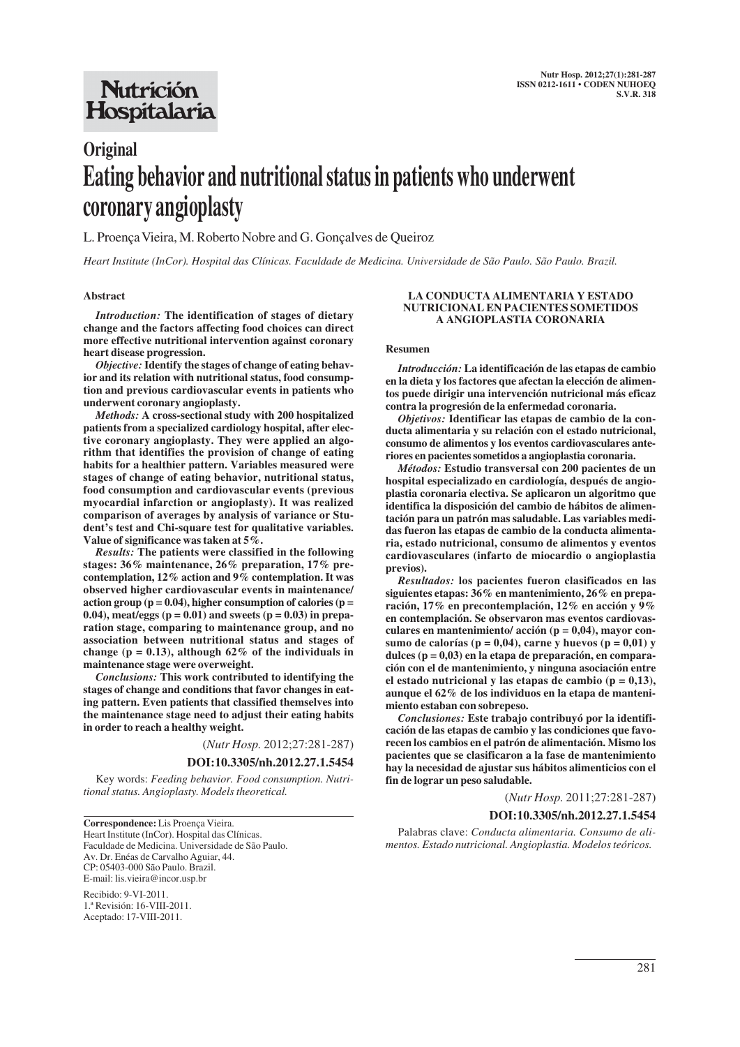**Original**

# Eating behavior and nutritional status in patients who underwent coronary angioplasty

L. Proença Vieira, M. Roberto Nobre and G. Gonçalves de Queiroz

*Heart Institute (InCor). Hospital das Clínicas. Faculdade de Medicina. Universidade de São Paulo. São Paulo. Brazil.*

## Abstract

***Introduction:*** **The identification of stages of dietary change and the factors affecting food choices can direct more effective nutritional intervention against coronary heart disease progression.**

***Objective:*** **Identify the stages of change of eating behavior and its relation with nutritional status, food consumption and previous cardiovascular events in patients who underwent coronary angioplasty.**

***Methods:*** **A cross-sectional study with 200 hospitalized patients from a specialized cardiology hospital, after elective coronary angioplasty. They were applied an algorithm that identifies the provision of change of eating habits for a healthier pattern. Variables measured were stages of change of eating behavior, nutritional status, food consumption and cardiovascular events (previous myocardial infarction or angioplasty). It was realized comparison of averages by analysis of variance or Student's test and Chi-square test for qualitative variables. Value of significance was taken at 5%.**

***Results:*** **The patients were classified in the following stages: 36% maintenance, 26% preparation, 17% precontemplation, 12% action and 9% contemplation. It was observed higher cardiovascular events in maintenance/action group (p = 0.04), higher consumption of calories (p = 0.04), meat/eggs (p = 0.01) and sweets (p = 0.03) in preparation stage, comparing to maintenance group, and no association between nutritional status and stages of change (p = 0.13), although 62% of the individuals in maintenance stage were overweight.**

***Conclusions:*** **This work contributed to identifying the stages of change and conditions that favor changes in eating pattern. Even patients that classified themselves into the maintenance stage need to adjust their eating habits in order to reach a healthy weight.**

(*Nutr Hosp.* 2012;27:281-287)

**DOI:10.3305/nh.2012.27.1.5454**

Key words: *Feeding behavior. Food consumption. Nutritional status. Angioplasty. Models theoretical.*

## LA CONDUCTA ALIMENTARIA Y ESTADO NUTRICIONAL EN PACIENTES SOMETIDOS A ANGIOPLASTIA CORONARIA

### Resumen

***Introducción:*** **La identificación de las etapas de cambio en la dieta y los factores que afectan la elección de alimentos puede dirigir una intervención nutricional más eficaz contra la progresión de la enfermedad coronaria.**

***Objetivos:*** **Identificar las etapas de cambio de la conducta alimentaria y su relación con el estado nutricional, consumo de alimentos y los eventos cardiovasculares anteriores en pacientes sometidos a angioplastia coronaria.**

***Métodos:*** **Estudio transversal con 200 pacientes de un hospital especializado en cardiología, después de angioplastia coronaria electiva. Se aplicaron un algoritmo que identifica la disposición del cambio de hábitos de alimentación para un patrón mas saludable. Las variables medidas fueron las etapas de cambio de la conducta alimentaria, estado nutricional, consumo de alimentos y eventos cardiovasculares (infarto de miocardio o angioplastia previos).**

***Resultados:*** **los pacientes fueron clasificados en las siguientes etapas: 36% en mantenimiento, 26% en preparación, 17% en precontemplación, 12% en acción y 9% en contemplación. Se observaron mas eventos cardiovasculares en mantenimiento/ acción (p = 0,04), mayor consumo de calorías (p = 0,04), carne y huevos (p = 0,01) y dulces (p = 0,03) en la etapa de preparación, en comparación con el de mantenimiento, y ninguna asociación entre el estado nutricional y las etapas de cambio (p = 0,13), aunque el 62% de los individuos en la etapa de mantenimiento estaban con sobrepeso.**

***Conclusiones:*** **Este trabajo contribuyó por la identificación de las etapas de cambio y las condiciones que favorecen los cambios en el patrón de alimentación. Mismo los pacientes que se clasificaron a la fase de mantenimiento hay la necesidad de ajustar sus hábitos alimenticios con el fin de lograr un peso saludable.**

(*Nutr Hosp.* 2011;27:281-287)

**DOI:10.3305/nh.2012.27.1.5454**

Palabras clave: *Conducta alimentaria. Consumo de alimentos. Estado nutricional. Angioplastia. Modelos teóricos.*

---

**Correspondence:** Lis Proença Vieira.
Heart Institute (InCor). Hospital das Clínicas.
Faculdade de Medicina. Universidade de São Paulo.
Av. Dr. Enéas de Carvalho Aguiar, 44.
CP: 05403-000 São Paulo. Brazil.
E-mail: lis.vieira@incor.usp.br

Recibido: 9-VI-2011.
1.ª Revisión: 16-VIII-2011.
Aceptado: 17-VIII-2011.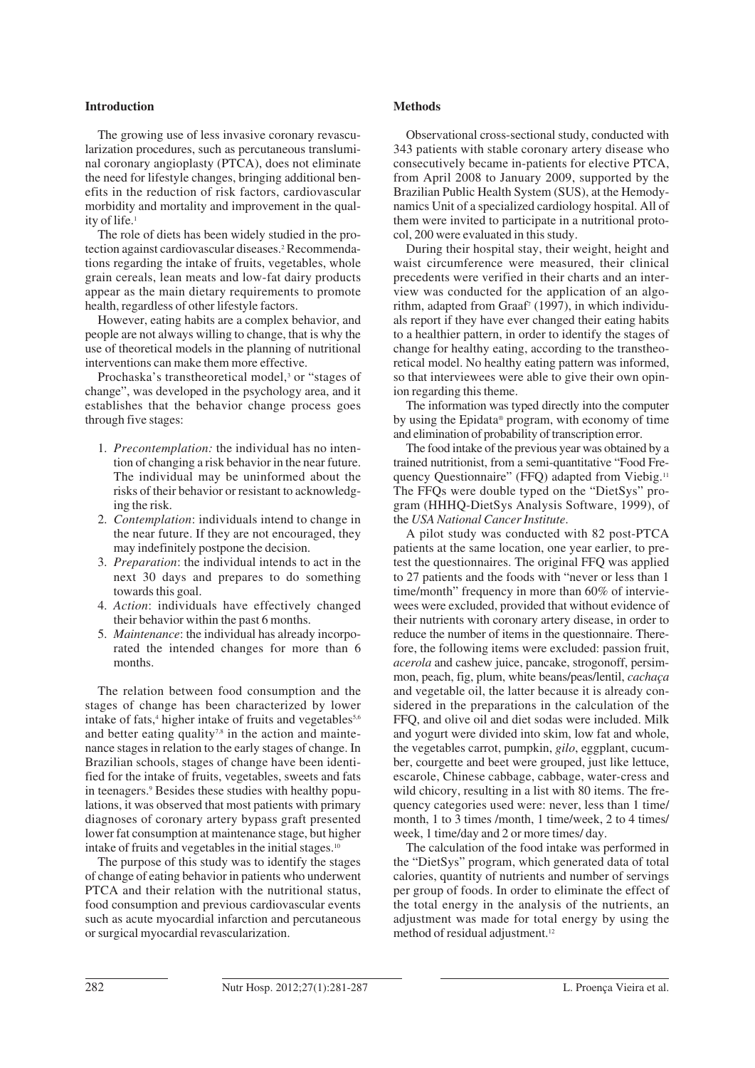## Introduction

The growing use of less invasive coronary revascularization procedures, such as percutaneous transluminal coronary angioplasty (PTCA), does not eliminate the need for lifestyle changes, bringing additional benefits in the reduction of risk factors, cardiovascular morbidity and mortality and improvement in the quality of life.[1]

The role of diets has been widely studied in the protection against cardiovascular diseases.[2] Recommendations regarding the intake of fruits, vegetables, whole grain cereals, lean meats and low-fat dairy products appear as the main dietary requirements to promote health, regardless of other lifestyle factors.

However, eating habits are a complex behavior, and people are not always willing to change, that is why the use of theoretical models in the planning of nutritional interventions can make them more effective.

Prochaska's transtheoretical model,[3] or "stages of change", was developed in the psychology area, and it establishes that the behavior change process goes through five stages:

1. *Precontemplation:* the individual has no intention of changing a risk behavior in the near future. The individual may be uninformed about the risks of their behavior or resistant to acknowledging the risk.
2. *Contemplation*: individuals intend to change in the near future. If they are not encouraged, they may indefinitely postpone the decision.
3. *Preparation*: the individual intends to act in the next 30 days and prepares to do something towards this goal.
4. *Action*: individuals have effectively changed their behavior within the past 6 months.
5. *Maintenance*: the individual has already incorporated the intended changes for more than 6 months.

The relation between food consumption and the stages of change has been characterized by lower intake of fats,[4] higher intake of fruits and vegetables[5,6] and better eating quality[7,8] in the action and maintenance stages in relation to the early stages of change. In Brazilian schools, stages of change have been identified for the intake of fruits, vegetables, sweets and fats in teenagers.[9] Besides these studies with healthy populations, it was observed that most patients with primary diagnoses of coronary artery bypass graft presented lower fat consumption at maintenance stage, but higher intake of fruits and vegetables in the initial stages.[10]

The purpose of this study was to identify the stages of change of eating behavior in patients who underwent PTCA and their relation with the nutritional status, food consumption and previous cardiovascular events such as acute myocardial infarction and percutaneous or surgical myocardial revascularization.

## Methods

Observational cross-sectional study, conducted with 343 patients with stable coronary artery disease who consecutively became in-patients for elective PTCA, from April 2008 to January 2009, supported by the Brazilian Public Health System (SUS), at the Hemodynamics Unit of a specialized cardiology hospital. All of them were invited to participate in a nutritional protocol, 200 were evaluated in this study.

During their hospital stay, their weight, height and waist circumference were measured, their clinical precedents were verified in their charts and an interview was conducted for the application of an algorithm, adapted from Graaf[7] (1997), in which individuals report if they have ever changed their eating habits to a healthier pattern, in order to identify the stages of change for healthy eating, according to the transtheoretical model. No healthy eating pattern was informed, so that interviewees were able to give their own opinion regarding this theme.

The information was typed directly into the computer by using the Epidata® program, with economy of time and elimination of probability of transcription error.

The food intake of the previous year was obtained by a trained nutritionist, from a semi-quantitative "Food Frequency Questionnaire" (FFQ) adapted from Viebig.[11] The FFQs were double typed on the "DietSys" program (HHHQ-DietSys Analysis Software, 1999), of the *USA National Cancer Institute*.

A pilot study was conducted with 82 post-PTCA patients at the same location, one year earlier, to pretest the questionnaires. The original FFQ was applied to 27 patients and the foods with "never or less than 1 time/month" frequency in more than 60% of interviewees were excluded, provided that without evidence of their nutrients with coronary artery disease, in order to reduce the number of items in the questionnaire. Therefore, the following items were excluded: passion fruit, *acerola* and cashew juice, pancake, strogonoff, persimmon, peach, fig, plum, white beans/peas/lentil, *cachaça* and vegetable oil, the latter because it is already considered in the preparations in the calculation of the FFQ, and olive oil and diet sodas were included. Milk and yogurt were divided into skim, low fat and whole, the vegetables carrot, pumpkin, *gilo*, eggplant, cucumber, courgette and beet were grouped, just like lettuce, escarole, Chinese cabbage, cabbage, water-cress and wild chicory, resulting in a list with 80 items. The frequency categories used were: never, less than 1 time/month, 1 to 3 times /month, 1 time/week, 2 to 4 times/week, 1 time/day and 2 or more times/ day.

The calculation of the food intake was performed in the "DietSys" program, which generated data of total calories, quantity of nutrients and number of servings per group of foods. In order to eliminate the effect of the total energy in the analysis of the nutrients, an adjustment was made for total energy by using the method of residual adjustment.[12]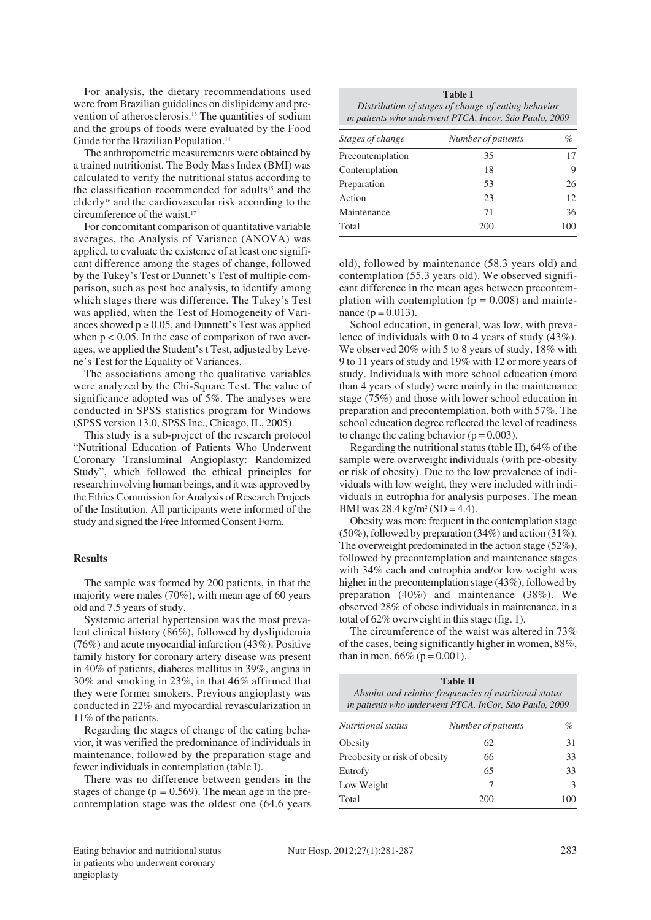For analysis, the dietary recommendations used were from Brazilian guidelines on dislipidemy and prevention of atherosclerosis.[13] The quantities of sodium and the groups of foods were evaluated by the Food Guide for the Brazilian Population.[14]

The anthropometric measurements were obtained by a trained nutritionist. The Body Mass Index (BMI) was calculated to verify the nutritional status according to the classification recommended for adults[15] and the elderly[16] and the cardiovascular risk according to the circumference of the waist.[17]

For concomitant comparison of quantitative variable averages, the Analysis of Variance (ANOVA) was applied, to evaluate the existence of at least one significant difference among the stages of change, followed by the Tukey's Test or Dunnett's Test of multiple comparison, such as post hoc analysis, to identify among which stages there was difference. The Tukey's Test was applied, when the Test of Homogeneity of Variances showed $p \geq 0.05$, and Dunnett's Test was applied when $p < 0.05$. In the case of comparison of two averages, we applied the Student's t Test, adjusted by Levene's Test for the Equality of Variances.

The associations among the qualitative variables were analyzed by the Chi-Square Test. The value of significance adopted was of 5%. The analyses were conducted in SPSS statistics program for Windows (SPSS version 13.0, SPSS Inc., Chicago, IL, 2005).

This study is a sub-project of the research protocol "Nutritional Education of Patients Who Underwent Coronary Transluminal Angioplasty: Randomized Study", which followed the ethical principles for research involving human beings, and it was approved by the Ethics Commission for Analysis of Research Projects of the Institution. All participants were informed of the study and signed the Free Informed Consent Form.

## Results

The sample was formed by 200 patients, in that the majority were males (70%), with mean age of 60 years old and 7.5 years of study.

Systemic arterial hypertension was the most prevalent clinical history (86%), followed by dyslipidemia (76%) and acute myocardial infarction (43%). Positive family history for coronary artery disease was present in 40% of patients, diabetes mellitus in 39%, angina in 30% and smoking in 23%, in that 46% affirmed that they were former smokers. Previous angioplasty was conducted in 22% and myocardial revascularization in 11% of the patients.

Regarding the stages of change of the eating behavior, it was verified the predominance of individuals in maintenance, followed by the preparation stage and fewer individuals in contemplation (table I).

**Table I**
*Distribution of stages of change of eating behavior in patients who underwent PTCA. Incor, São Paulo, 2009*

| Stages of change | Number of patients | % |
|---|---|---|
| Precontemplation | 35 | 17 |
| Contemplation | 18 | 9 |
| Preparation | 53 | 26 |
| Action | 23 | 12 |
| Maintenance | 71 | 36 |
| Total | 200 | 100 |

There was no difference between genders in the stages of change ($p = 0.569$). The mean age in the precontemplation stage was the oldest one (64.6 years old), followed by maintenance (58.3 years old) and contemplation (55.3 years old). We observed significant difference in the mean ages between precontemplation with contemplation ($p = 0.008$) and maintenance ($p = 0.013$).

School education, in general, was low, with prevalence of individuals with 0 to 4 years of study (43%). We observed 20% with 5 to 8 years of study, 18% with 9 to 11 years of study and 19% with 12 or more years of study. Individuals with more school education (more than 4 years of study) were mainly in the maintenance stage (75%) and those with lower school education in preparation and precontemplation, both with 57%. The school education degree reflected the level of readiness to change the eating behavior ($p = 0.003$).

Regarding the nutritional status (table II), 64% of the sample were overweight individuals (with pre-obesity or risk of obesity). Due to the low prevalence of individuals with low weight, they were included with individuals in eutrophia for analysis purposes. The mean BMI was 28.4 kg/m$^2$ (SD = 4.4).

Obesity was more frequent in the contemplation stage (50%), followed by preparation (34%) and action (31%). The overweight predominated in the action stage (52%), followed by precontemplation and maintenance stages with 34% each and eutrophia and/or low weight was higher in the precontemplation stage (43%), followed by preparation (40%) and maintenance (38%). We observed 28% of obese individuals in maintenance, in a total of 62% overweight in this stage (fig. 1).

The circumference of the waist was altered in 73% of the cases, being significantly higher in women, 88%, than in men, 66% ($p = 0.001$).

**Table II**
*Absolut and relative frequencies of nutritional status in patients who underwent PTCA. InCor, São Paulo, 2009*

| Nutritional status | Number of patients | % |
|---|---|---|
| Obesity | 62 | 31 |
| Preobesity or risk of obesity | 66 | 33 |
| Eutrofy | 65 | 33 |
| Low Weight | 7 | 3 |
| Total | 200 | 100 |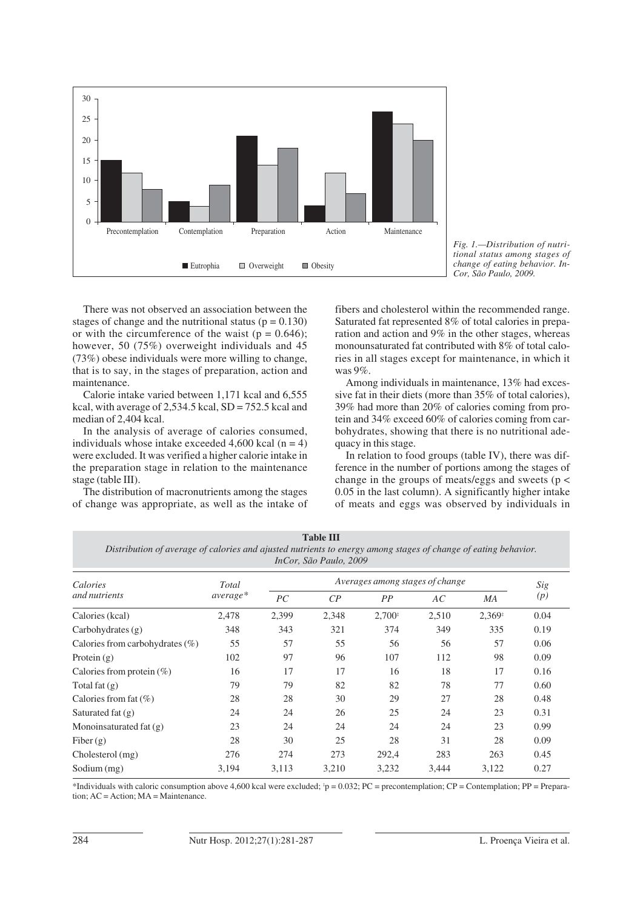Fig. 1.—Distribution of nutritional status among stages of change of eating behavior. InCor, São Paulo, 2009.

There was not observed an association between the stages of change and the nutritional status ($p = 0.130$) or with the circumference of the waist ($p = 0.646$); however, 50 (75%) overweight individuals and 45 (73%) obese individuals were more willing to change, that is to say, in the stages of preparation, action and maintenance.

Calorie intake varied between 1,171 kcal and 6,555 kcal, with average of 2,534.5 kcal, SD = 752.5 kcal and median of 2,404 kcal.

In the analysis of average of calories consumed, individuals whose intake exceeded 4,600 kcal ($n = 4$) were excluded. It was verified a higher calorie intake in the preparation stage in relation to the maintenance stage (table III).

The distribution of macronutrients among the stages of change was appropriate, as well as the intake of fibers and cholesterol within the recommended range. Saturated fat represented 8% of total calories in preparation and action and 9% in the other stages, whereas monounsaturated fat contributed with 8% of total calories in all stages except for maintenance, in which it was 9%.

Among individuals in maintenance, 13% had excessive fat in their diets (more than 35% of total calories), 39% had more than 20% of calories coming from protein and 34% exceed 60% of calories coming from carbohydrates, showing that there is no nutritional adequacy in this stage.

In relation to food groups (table IV), there was difference in the number of portions among the stages of change in the groups of meats/eggs and sweets ($p < 0.05$ in the last column). A significantly higher intake of meats and eggs was observed by individuals in

**Table III**
*Distribution of average of calories and ajusted nutrients to energy among stages of change of eating behavior. InCor, São Paulo, 2009*

| *Calories and nutrients* | *Total average\** | *Averages among stages of change* | | | | | *Sig (p)* |
|---|---|---|---|---|---|---|---|
| | | *PC* | *CP* | *PP* | *AC* | *MA* | |
| Calories (kcal) | 2,478 | 2,399 | 2,348 | 2,700[‡] | 2,510 | 2,369[‡] | 0.04 |
| Carbohydrates (g) | 348 | 343 | 321 | 374 | 349 | 335 | 0.19 |
| Calories from carbohydrates (%) | 55 | 57 | 55 | 56 | 56 | 57 | 0.06 |
| Protein (g) | 102 | 97 | 96 | 107 | 112 | 98 | 0.09 |
| Calories from protein (%) | 16 | 17 | 17 | 16 | 18 | 17 | 0.16 |
| Total fat (g) | 79 | 79 | 82 | 82 | 78 | 77 | 0.60 |
| Calories from fat (%) | 28 | 28 | 30 | 29 | 27 | 28 | 0.48 |
| Saturated fat (g) | 24 | 24 | 26 | 25 | 24 | 23 | 0.31 |
| Monoinsaturated fat (g) | 23 | 24 | 24 | 24 | 24 | 23 | 0.99 |
| Fiber (g) | 28 | 30 | 25 | 28 | 31 | 28 | 0.09 |
| Cholesterol (mg) | 276 | 274 | 273 | 292,4 | 283 | 263 | 0.45 |
| Sodium (mg) | 3,194 | 3,113 | 3,210 | 3,232 | 3,444 | 3,122 | 0.27 |

\*Individuals with caloric consumption above 4,600 kcal were excluded; [‡]$p = 0.032$; PC = precontemplation; CP = Contemplation; PP = Preparation; AC = Action; MA = Maintenance.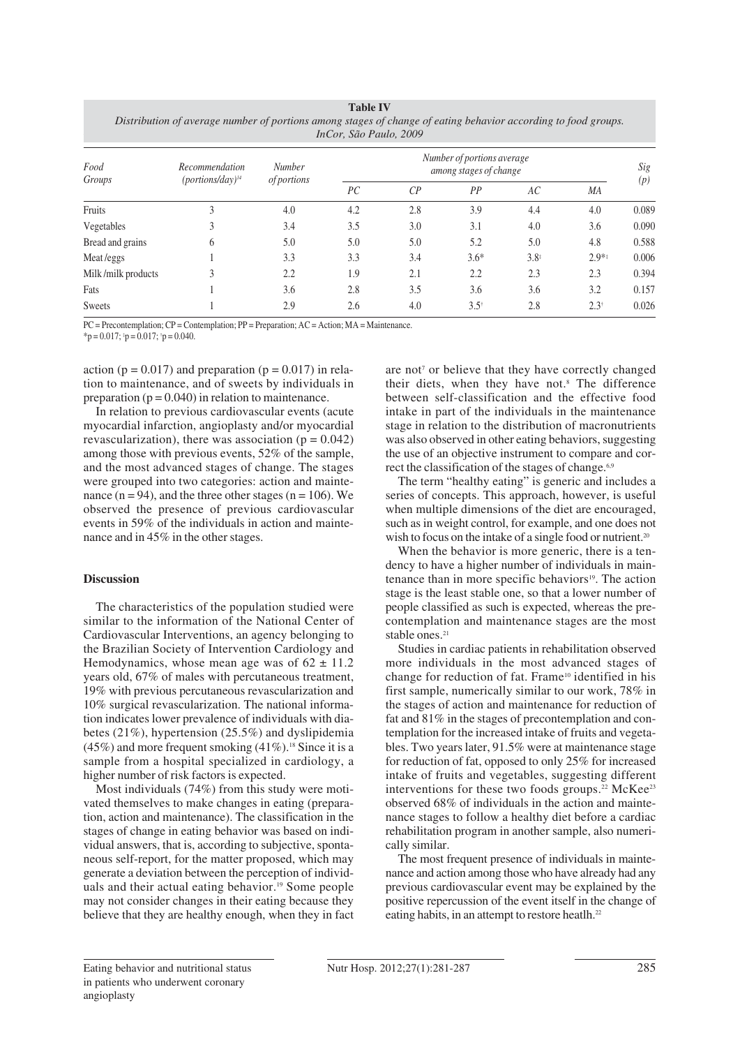**Table IV**
*Distribution of average number of portions among stages of change of eating behavior according to food groups. InCor, São Paulo, 2009*

| Food Groups | Recommendation (portions/day)[14] | Number of portions | Number of portions average among stages of change | | | | | Sig (p) |
|---|---|---|---|---|---|---|---|---|
| | | | PC | CP | PP | AC | MA | |
| Fruits | 3 | 4.0 | 4.2 | 2.8 | 3.9 | 4.4 | 4.0 | 0.089 |
| Vegetables | 3 | 3.4 | 3.5 | 3.0 | 3.1 | 4.0 | 3.6 | 0.090 |
| Bread and grains | 6 | 5.0 | 5.0 | 5.0 | 5.2 | 5.0 | 4.8 | 0.588 |
| Meat /eggs | 1 | 3.3 | 3.3 | 3.4 | 3.6* | 3.8‡ | 2.9*‡ | 0.006 |
| Milk /milk products | 3 | 2.2 | 1.9 | 2.1 | 2.2 | 2.3 | 2.3 | 0.394 |
| Fats | 1 | 3.6 | 2.8 | 3.5 | 3.6 | 3.6 | 3.2 | 0.157 |
| Sweets | 1 | 2.9 | 2.6 | 4.0 | 3.5† | 2.8 | 2.3† | 0.026 |

PC = Precontemplation; CP = Contemplation; PP = Preparation; AC = Action; MA = Maintenance.
*p = 0.017; ‡p = 0.017; †p = 0.040.

action ($p = 0.017$) and preparation ($p = 0.017$) in relation to maintenance, and of sweets by individuals in preparation ($p = 0.040$) in relation to maintenance.

In relation to previous cardiovascular events (acute myocardial infarction, angioplasty and/or myocardial revascularization), there was association ($p = 0.042$) among those with previous events, 52% of the sample, and the most advanced stages of change. The stages were grouped into two categories: action and maintenance ($n = 94$), and the three other stages ($n = 106$). We observed the presence of previous cardiovascular events in 59% of the individuals in action and maintenance and in 45% in the other stages.

## Discussion

The characteristics of the population studied were similar to the information of the National Center of Cardiovascular Interventions, an agency belonging to the Brazilian Society of Intervention Cardiology and Hemodynamics, whose mean age was of $62 \pm 11.2$ years old, 67% of males with percutaneous treatment, 19% with previous percutaneous revascularization and 10% surgical revascularization. The national information indicates lower prevalence of individuals with diabetes (21%), hypertension (25.5%) and dyslipidemia (45%) and more frequent smoking (41%).[18] Since it is a sample from a hospital specialized in cardiology, a higher number of risk factors is expected.

Most individuals (74%) from this study were motivated themselves to make changes in eating (preparation, action and maintenance). The classification in the stages of change in eating behavior was based on individual answers, that is, according to subjective, spontaneous self-report, for the matter proposed, which may generate a deviation between the perception of individuals and their actual eating behavior.[19] Some people may not consider changes in their eating because they believe that they are healthy enough, when they in fact are not[7] or believe that they have correctly changed their diets, when they have not.[8] The difference between self-classification and the effective food intake in part of the individuals in the maintenance stage in relation to the distribution of macronutrients was also observed in other eating behaviors, suggesting the use of an objective instrument to compare and correct the classification of the stages of change.[6,9]

The term "healthy eating" is generic and includes a series of concepts. This approach, however, is useful when multiple dimensions of the diet are encouraged, such as in weight control, for example, and one does not wish to focus on the intake of a single food or nutrient.[20]

When the behavior is more generic, there is a tendency to have a higher number of individuals in maintenance than in more specific behaviors[19]. The action stage is the least stable one, so that a lower number of people classified as such is expected, whereas the precontemplation and maintenance stages are the most stable ones.[21]

Studies in cardiac patients in rehabilitation observed more individuals in the most advanced stages of change for reduction of fat. Frame[10] identified in his first sample, numerically similar to our work, 78% in the stages of action and maintenance for reduction of fat and 81% in the stages of precontemplation and contemplation for the increased intake of fruits and vegetables. Two years later, 91.5% were at maintenance stage for reduction of fat, opposed to only 25% for increased intake of fruits and vegetables, suggesting different interventions for these two foods groups.[22] McKee[23] observed 68% of individuals in the action and maintenance stages to follow a healthy diet before a cardiac rehabilitation program in another sample, also numerically similar.

The most frequent presence of individuals in maintenance and action among those who have already had any previous cardiovascular event may be explained by the positive repercussion of the event itself in the change of eating habits, in an attempt to restore heatlh.[22]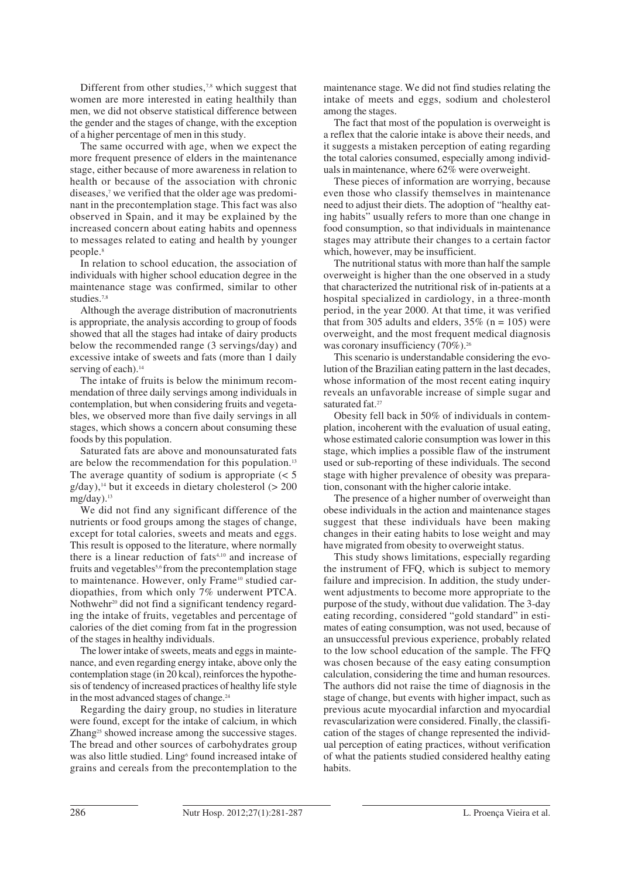Different from other studies,[7,8] which suggest that women are more interested in eating healthily than men, we did not observe statistical difference between the gender and the stages of change, with the exception of a higher percentage of men in this study.

The same occurred with age, when we expect the more frequent presence of elders in the maintenance stage, either because of more awareness in relation to health or because of the association with chronic diseases,[7] we verified that the older age was predominant in the precontemplation stage. This fact was also observed in Spain, and it may be explained by the increased concern about eating habits and openness to messages related to eating and health by younger people.[8]

In relation to school education, the association of individuals with higher school education degree in the maintenance stage was confirmed, similar to other studies.[7,8]

Although the average distribution of macronutrients is appropriate, the analysis according to group of foods showed that all the stages had intake of dairy products below the recommended range (3 servings/day) and excessive intake of sweets and fats (more than 1 daily serving of each).[14]

The intake of fruits is below the minimum recommendation of three daily servings among individuals in contemplation, but when considering fruits and vegetables, we observed more than five daily servings in all stages, which shows a concern about consuming these foods by this population.

Saturated fats are above and monounsaturated fats are below the recommendation for this population.[13] The average quantity of sodium is appropriate (< 5 g/day),[14] but it exceeds in dietary cholesterol (> 200 mg/day).[13]

We did not find any significant difference of the nutrients or food groups among the stages of change, except for total calories, sweets and meats and eggs. This result is opposed to the literature, where normally there is a linear reduction of fats[4,10] and increase of fruits and vegetables[5,6] from the precontemplation stage to maintenance. However, only Frame[10] studied cardiopathies, from which only 7% underwent PTCA. Nothwehr[20] did not find a significant tendency regarding the intake of fruits, vegetables and percentage of calories of the diet coming from fat in the progression of the stages in healthy individuals.

The lower intake of sweets, meats and eggs in maintenance, and even regarding energy intake, above only the contemplation stage (in 20 kcal), reinforces the hypothesis of tendency of increased practices of healthy life style in the most advanced stages of change.[24]

Regarding the dairy group, no studies in literature were found, except for the intake of calcium, in which Zhang[25] showed increase among the successive stages. The bread and other sources of carbohydrates group was also little studied. Ling[6] found increased intake of grains and cereals from the precontemplation to the maintenance stage. We did not find studies relating the intake of meets and eggs, sodium and cholesterol among the stages.

The fact that most of the population is overweight is a reflex that the calorie intake is above their needs, and it suggests a mistaken perception of eating regarding the total calories consumed, especially among individuals in maintenance, where 62% were overweight.

These pieces of information are worrying, because even those who classify themselves in maintenance need to adjust their diets. The adoption of "healthy eating habits" usually refers to more than one change in food consumption, so that individuals in maintenance stages may attribute their changes to a certain factor which, however, may be insufficient.

The nutritional status with more than half the sample overweight is higher than the one observed in a study that characterized the nutritional risk of in-patients at a hospital specialized in cardiology, in a three-month period, in the year 2000. At that time, it was verified that from 305 adults and elders, 35% (n = 105) were overweight, and the most frequent medical diagnosis was coronary insufficiency (70%).[26]

This scenario is understandable considering the evolution of the Brazilian eating pattern in the last decades, whose information of the most recent eating inquiry reveals an unfavorable increase of simple sugar and saturated fat.[27]

Obesity fell back in 50% of individuals in contemplation, incoherent with the evaluation of usual eating, whose estimated calorie consumption was lower in this stage, which implies a possible flaw of the instrument used or sub-reporting of these individuals. The second stage with higher prevalence of obesity was preparation, consonant with the higher calorie intake.

The presence of a higher number of overweight than obese individuals in the action and maintenance stages suggest that these individuals have been making changes in their eating habits to lose weight and may have migrated from obesity to overweight status.

This study shows limitations, especially regarding the instrument of FFQ, which is subject to memory failure and imprecision. In addition, the study underwent adjustments to become more appropriate to the purpose of the study, without due validation. The 3-day eating recording, considered "gold standard" in estimates of eating consumption, was not used, because of an unsuccessful previous experience, probably related to the low school education of the sample. The FFQ was chosen because of the easy eating consumption calculation, considering the time and human resources. The authors did not raise the time of diagnosis in the stage of change, but events with higher impact, such as previous acute myocardial infarction and myocardial revascularization were considered. Finally, the classification of the stages of change represented the individual perception of eating practices, without verification of what the patients studied considered healthy eating habits.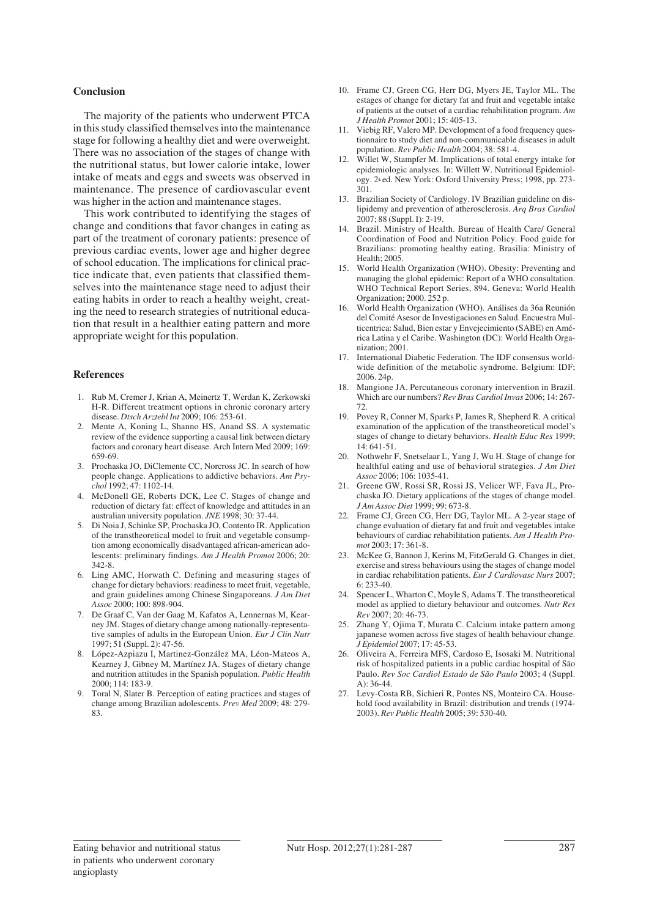## Conclusion

The majority of the patients who underwent PTCA in this study classified themselves into the maintenance stage for following a healthy diet and were overweight. There was no association of the stages of change with the nutritional status, but lower calorie intake, lower intake of meats and eggs and sweets was observed in maintenance. The presence of cardiovascular event was higher in the action and maintenance stages.

This work contributed to identifying the stages of change and conditions that favor changes in eating as part of the treatment of coronary patients: presence of previous cardiac events, lower age and higher degree of school education. The implications for clinical practice indicate that, even patients that classified themselves into the maintenance stage need to adjust their eating habits in order to reach a healthy weight, creating the need to research strategies of nutritional education that result in a healthier eating pattern and more appropriate weight for this population.

## References

1. Rub M, Cremer J, Krian A, Meinertz T, Werdan K, Zerkowski H-R. Different treatment options in chronic coronary artery disease. *Dtsch Arztebl Int* 2009; 106: 253-61.
2. Mente A, Koning L, Shanno HS, Anand SS. A systematic review of the evidence supporting a causal link between dietary factors and coronary heart disease. Arch Intern Med 2009; 169: 659-69.
3. Prochaska JO, DiClemente CC, Norcross JC. In search of how people change. Applications to addictive behaviors. *Am Psychol* 1992; 47: 1102-14.
4. McDonell GE, Roberts DCK, Lee C. Stages of change and reduction of dietary fat: effect of knowledge and attitudes in an australian university population. *JNE* 1998; 30: 37-44.
5. Di Noia J, Schinke SP, Prochaska JO, Contento IR. Application of the transtheoretical model to fruit and vegetable consumption among economically disadvantaged african-american adolescents: preliminary findings. *Am J Health Promot* 2006; 20: 342-8.
6. Ling AMC, Horwath C. Defining and measuring stages of change for dietary behaviors: readiness to meet fruit, vegetable, and grain guidelines among Chinese Singaporeans. *J Am Diet Assoc* 2000; 100: 898-904.
7. De Graaf C, Van der Gaag M, Kafatos A, Lennernas M, Kearney JM. Stages of dietary change among nationally-representative samples of adults in the European Union. *Eur J Clin Nutr* 1997; 51 (Suppl. 2): 47-56.
8. López-Azpiazu I, Martinez-González MA, Léon-Mateos A, Kearney J, Gibney M, Martínez JA. Stages of dietary change and nutrition attitudes in the Spanish population. *Public Health* 2000; 114: 183-9.
9. Toral N, Slater B. Perception of eating practices and stages of change among Brazilian adolescents. *Prev Med* 2009; 48: 279-83.
10. Frame CJ, Green CG, Herr DG, Myers JE, Taylor ML. The estages of change for dietary fat and fruit and vegetable intake of patients at the outset of a cardiac rehabilitation program. *Am J Health Promot* 2001; 15: 405-13.
11. Viebig RF, Valero MP. Development of a food frequency questionnaire to study diet and non-communicable diseases in adult population. *Rev Public Health* 2004; 38: 581-4.
12. Willet W, Stampfer M. Implications of total energy intake for epidemiologic analyses. In: Willett W. Nutritional Epidemiology. 2ª ed. New York: Oxford University Press; 1998, pp. 273-301.
13. Brazilian Society of Cardiology. IV Brazilian guideline on dislipidemy and prevention of atherosclerosis. *Arq Bras Cardiol* 2007; 88 (Suppl. I): 2-19.
14. Brazil. Ministry of Health. Bureau of Health Care/ General Coordination of Food and Nutrition Policy. Food guide for Brazilians: promoting healthy eating. Brasilia: Ministry of Health; 2005.
15. World Health Organization (WHO). Obesity: Preventing and managing the global epidemic: Report of a WHO consultation. WHO Technical Report Series, 894. Geneva: World Health Organization; 2000. 252 p.
16. World Health Organization (WHO). Análises da 36a Reunión del Comité Asesor de Investigaciones en Salud. Encuestra Multicentrica: Salud, Bien estar y Envejecimiento (SABE) en América Latina y el Caribe. Washington (DC): World Health Organization; 2001.
17. International Diabetic Federation. The IDF consensus worldwide definition of the metabolic syndrome. Belgium: IDF; 2006. 24p.
18. Mangione JA. Percutaneous coronary intervention in Brazil. Which are our numbers? *Rev Bras Cardiol Invas* 2006; 14: 267-72.
19. Povey R, Conner M, Sparks P, James R, Shepherd R. A critical examination of the application of the transtheoretical model's stages of change to dietary behaviors. *Health Educ Res* 1999; 14: 641-51.
20. Nothwehr F, Snetselaar L, Yang J, Wu H. Stage of change for healthful eating and use of behavioral strategies. *J Am Diet Assoc* 2006; 106: 1035-41.
21. Greene GW, Rossi SR, Rossi JS, Velicer WF, Fava JL, Prochaska JO. Dietary applications of the stages of change model. *J Am Assoc Diet* 1999; 99: 673-8.
22. Frame CJ, Green CG, Herr DG, Taylor ML. A 2-year stage of change evaluation of dietary fat and fruit and vegetables intake behaviours of cardiac rehabilitation patients. *Am J Health Promot* 2003; 17: 361-8.
23. McKee G, Bannon J, Kerins M, FitzGerald G. Changes in diet, exercise and stress behaviours using the stages of change model in cardiac rehabilitation patients. *Eur J Cardiovasc Nurs* 2007; 6: 233-40.
24. Spencer L, Wharton C, Moyle S, Adams T. The transtheoretical model as applied to dietary behaviour and outcomes. *Nutr Res Rev* 2007; 20: 46-73.
25. Zhang Y, Ojima T, Murata C. Calcium intake pattern among japanese women across five stages of health behaviour change. *J Epidemiol* 2007; 17: 45-53.
26. Oliveira A, Ferreira MFS, Cardoso E, Isosaki M. Nutritional risk of hospitalized patients in a public cardiac hospital of São Paulo. *Rev Soc Cardiol Estado de São Paulo* 2003; 4 (Suppl. A): 36-44.
27. Levy-Costa RB, Sichieri R, Pontes NS, Monteiro CA. Household food availability in Brazil: distribution and trends (1974-2003). *Rev Public Health* 2005; 39: 530-40.